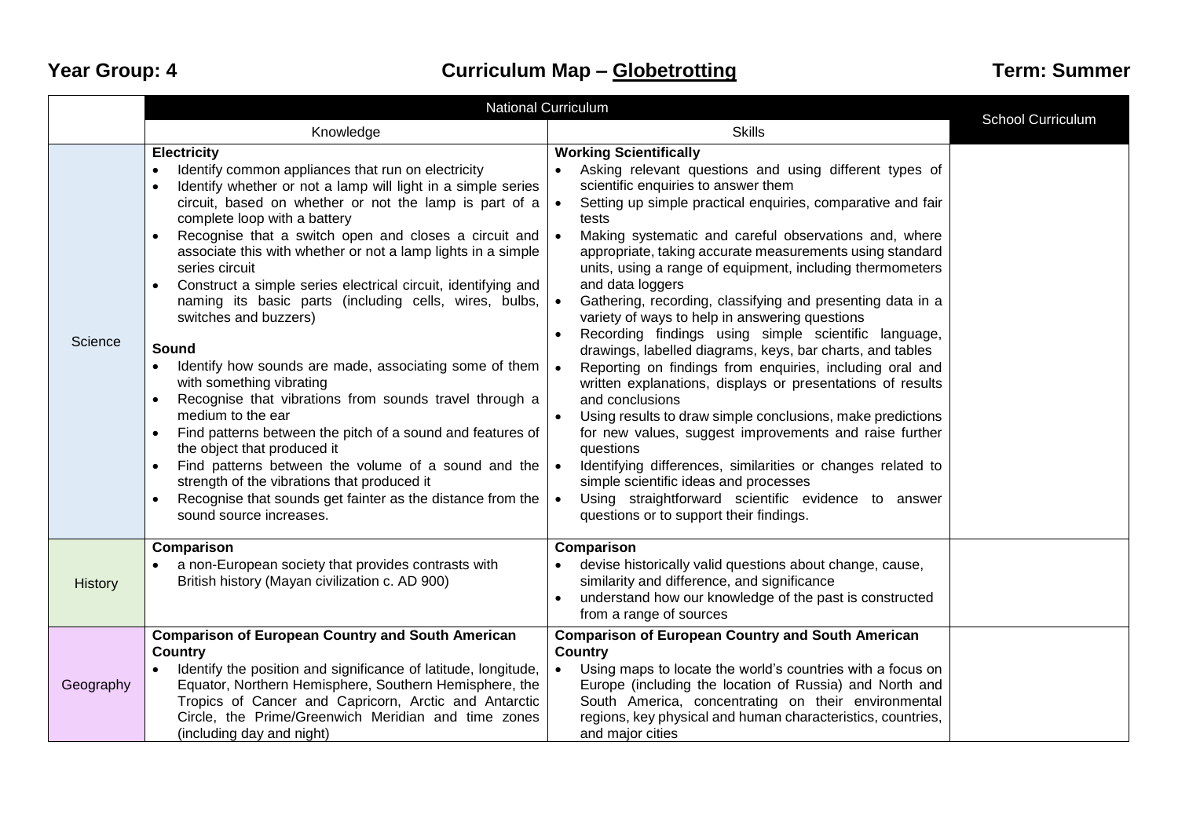**Year Group: 4** | **Curriculum Map – Globetrotting** | **Term: Summer**

| | National Curriculum | | School Curriculum |
|---|---|---|---|
| | Knowledge | Skills | |
| Science | **Electricity**<br>• Identify common appliances that run on electricity<br>• Identify whether or not a lamp will light in a simple series circuit, based on whether or not the lamp is part of a complete loop with a battery<br>• Recognise that a switch open and closes a circuit and associate this with whether or not a lamp lights in a simple series circuit<br>• Construct a simple series electrical circuit, identifying and naming its basic parts (including cells, wires, bulbs, switches and buzzers)<br><br>**Sound**<br>• Identify how sounds are made, associating some of them with something vibrating<br>• Recognise that vibrations from sounds travel through a medium to the ear<br>• Find patterns between the pitch of a sound and features of the object that produced it<br>• Find patterns between the volume of a sound and the strength of the vibrations that produced it<br>• Recognise that sounds get fainter as the distance from the sound source increases. | **Working Scientifically**<br>• Asking relevant questions and using different types of scientific enquiries to answer them<br>• Setting up simple practical enquiries, comparative and fair tests<br>• Making systematic and careful observations and, where appropriate, taking accurate measurements using standard units, using a range of equipment, including thermometers and data loggers<br>• Gathering, recording, classifying and presenting data in a variety of ways to help in answering questions<br>• Recording findings using simple scientific language, drawings, labelled diagrams, keys, bar charts, and tables<br>• Reporting on findings from enquiries, including oral and written explanations, displays or presentations of results and conclusions<br>• Using results to draw simple conclusions, make predictions for new values, suggest improvements and raise further questions<br>• Identifying differences, similarities or changes related to simple scientific ideas and processes<br>• Using straightforward scientific evidence to answer questions or to support their findings. | |
| History | **Comparison**<br>• a non-European society that provides contrasts with British history (Mayan civilization c. AD 900) | **Comparison**<br>• devise historically valid questions about change, cause, similarity and difference, and significance<br>• understand how our knowledge of the past is constructed from a range of sources | |
| Geography | **Comparison of European Country and South American Country**<br>• Identify the position and significance of latitude, longitude, Equator, Northern Hemisphere, Southern Hemisphere, the Tropics of Cancer and Capricorn, Arctic and Antarctic Circle, the Prime/Greenwich Meridian and time zones (including day and night) | **Comparison of European Country and South American Country**<br>• Using maps to locate the world's countries with a focus on Europe (including the location of Russia) and North and South America, concentrating on their environmental regions, key physical and human characteristics, countries, and major cities | |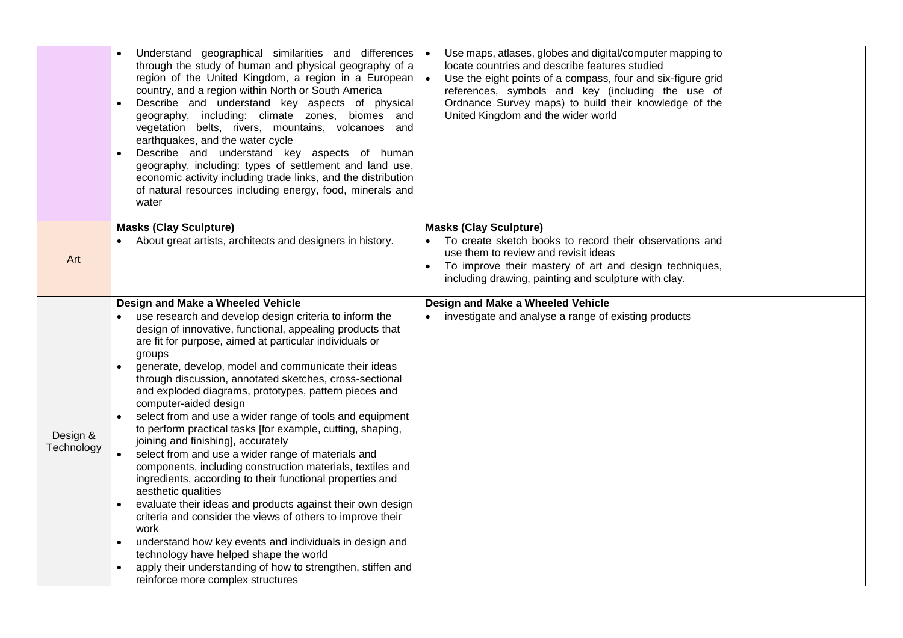|  |  |  |  |
|---|---|---|---|
|  | • Understand geographical similarities and differences through the study of human and physical geography of a region of the United Kingdom, a region in a European country, and a region within North or South America<br>• Describe and understand key aspects of physical geography, including: climate zones, biomes and vegetation belts, rivers, mountains, volcanoes and earthquakes, and the water cycle<br>• Describe and understand key aspects of human geography, including: types of settlement and land use, economic activity including trade links, and the distribution of natural resources including energy, food, minerals and water | • Use maps, atlases, globes and digital/computer mapping to locate countries and describe features studied<br>• Use the eight points of a compass, four and six-figure grid references, symbols and key (including the use of Ordnance Survey maps) to build their knowledge of the United Kingdom and the wider world |  |
| Art | **Masks (Clay Sculpture)**<br>• About great artists, architects and designers in history. | **Masks (Clay Sculpture)**<br>• To create sketch books to record their observations and use them to review and revisit ideas<br>• To improve their mastery of art and design techniques, including drawing, painting and sculpture with clay. |  |
| Design & Technology | **Design and Make a Wheeled Vehicle**<br>• use research and develop design criteria to inform the design of innovative, functional, appealing products that are fit for purpose, aimed at particular individuals or groups<br>• generate, develop, model and communicate their ideas through discussion, annotated sketches, cross-sectional and exploded diagrams, prototypes, pattern pieces and computer-aided design<br>• select from and use a wider range of tools and equipment to perform practical tasks [for example, cutting, shaping, joining and finishing], accurately<br>• select from and use a wider range of materials and components, including construction materials, textiles and ingredients, according to their functional properties and aesthetic qualities<br>• evaluate their ideas and products against their own design criteria and consider the views of others to improve their work<br>• understand how key events and individuals in design and technology have helped shape the world<br>• apply their understanding of how to strengthen, stiffen and reinforce more complex structures | **Design and Make a Wheeled Vehicle**<br>• investigate and analyse a range of existing products |  |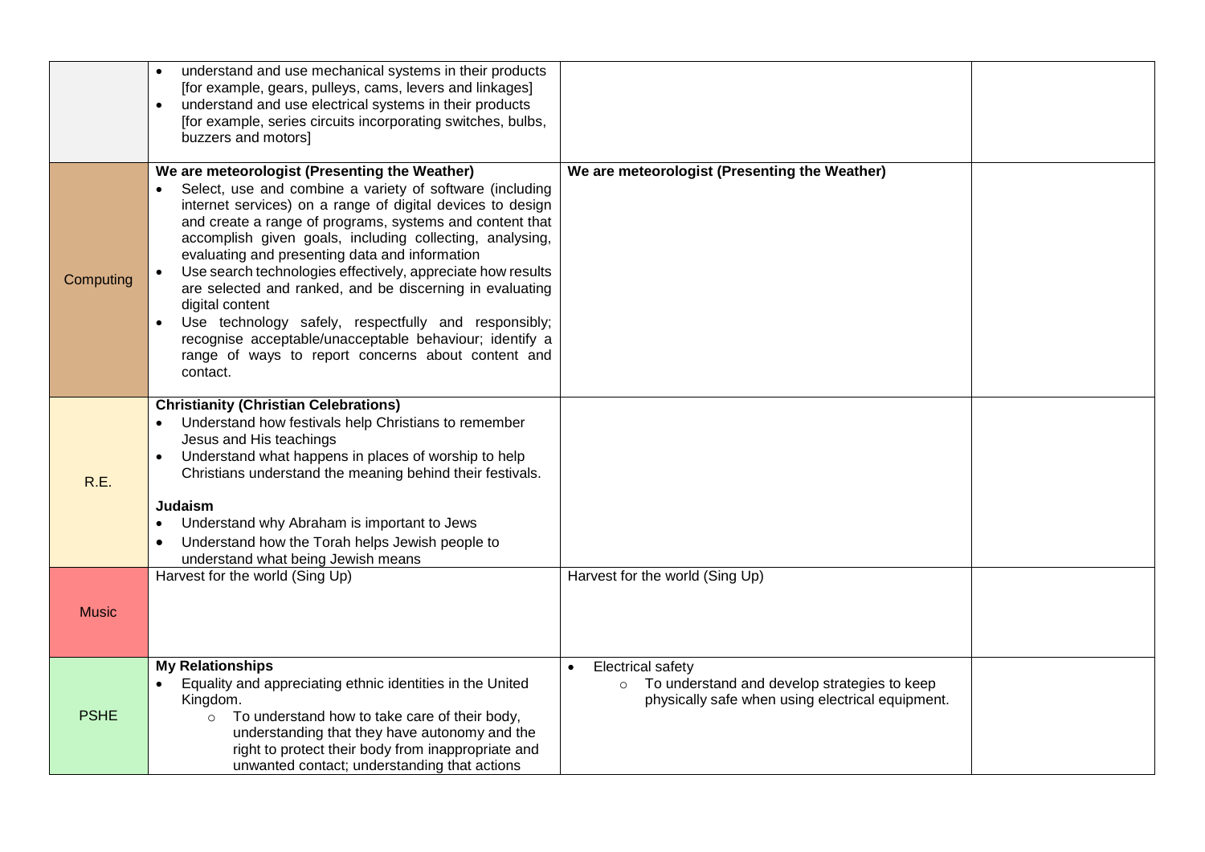| | | | |
|---|---|---|---|
| | • understand and use mechanical systems in their products [for example, gears, pulleys, cams, levers and linkages]<br>• understand and use electrical systems in their products [for example, series circuits incorporating switches, bulbs, buzzers and motors] | | |
| Computing | **We are meteorologist (Presenting the Weather)**<br>• Select, use and combine a variety of software (including internet services) on a range of digital devices to design and create a range of programs, systems and content that accomplish given goals, including collecting, analysing, evaluating and presenting data and information<br>• Use search technologies effectively, appreciate how results are selected and ranked, and be discerning in evaluating digital content<br>• Use technology safely, respectfully and responsibly; recognise acceptable/unacceptable behaviour; identify a range of ways to report concerns about content and contact. | **We are meteorologist (Presenting the Weather)** | |
| R.E. | **Christianity (Christian Celebrations)**<br>• Understand how festivals help Christians to remember Jesus and His teachings<br>• Understand what happens in places of worship to help Christians understand the meaning behind their festivals.<br><br>**Judaism**<br>• Understand why Abraham is important to Jews<br>• Understand how the Torah helps Jewish people to understand what being Jewish means | | |
| Music | Harvest for the world (Sing Up) | Harvest for the world (Sing Up) | |
| PSHE | **My Relationships**<br>• Equality and appreciating ethnic identities in the United Kingdom.<br>&nbsp;&nbsp;&nbsp;&nbsp;○ To understand how to take care of their body, understanding that they have autonomy and the right to protect their body from inappropriate and unwanted contact; understanding that actions | • Electrical safety<br>&nbsp;&nbsp;&nbsp;&nbsp;○ To understand and develop strategies to keep physically safe when using electrical equipment. | |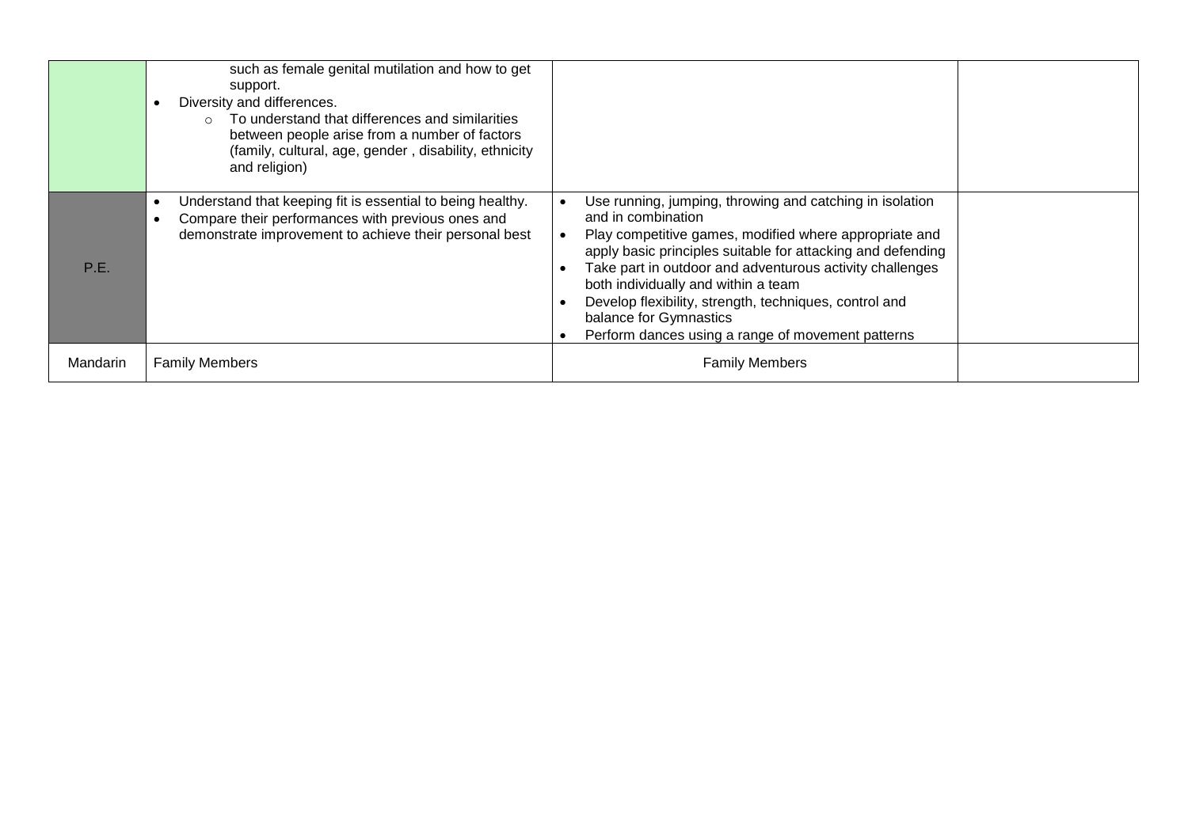| | | | |
|---|---|---|---|
| | such as female genital mutilation and how to get support.<br>• Diversity and differences.<br>  ○ To understand that differences and similarities between people arise from a number of factors (family, cultural, age, gender , disability, ethnicity and religion) | | |
| P.E. | • Understand that keeping fit is essential to being healthy.<br>• Compare their performances with previous ones and demonstrate improvement to achieve their personal best | • Use running, jumping, throwing and catching in isolation and in combination<br>• Play competitive games, modified where appropriate and apply basic principles suitable for attacking and defending<br>• Take part in outdoor and adventurous activity challenges both individually and within a team<br>• Develop flexibility, strength, techniques, control and balance for Gymnastics<br>• Perform dances using a range of movement patterns | |
| Mandarin | Family Members | Family Members | |